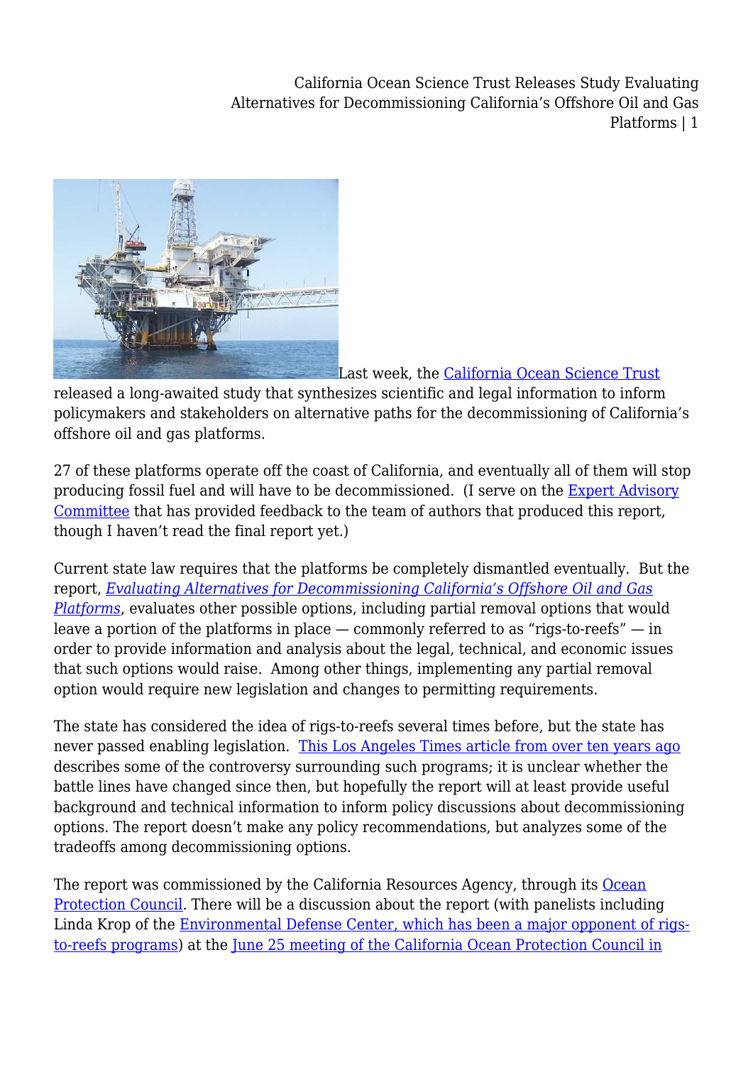Last week, the California Ocean Science Trust released a long-awaited study that synthesizes scientific and legal information to inform policymakers and stakeholders on alternative paths for the decommissioning of California's offshore oil and gas platforms.

27 of these platforms operate off the coast of California, and eventually all of them will stop producing fossil fuel and will have to be decommissioned. (I serve on the Expert Advisory Committee that has provided feedback to the team of authors that produced this report, though I haven't read the final report yet.)

Current state law requires that the platforms be completely dismantled eventually. But the report, *Evaluating Alternatives for Decommissioning California's Offshore Oil and Gas Platforms*, evaluates other possible options, including partial removal options that would leave a portion of the platforms in place — commonly referred to as "rigs-to-reefs" — in order to provide information and analysis about the legal, technical, and economic issues that such options would raise. Among other things, implementing any partial removal option would require new legislation and changes to permitting requirements.

The state has considered the idea of rigs-to-reefs several times before, but the state has never passed enabling legislation. This Los Angeles Times article from over ten years ago describes some of the controversy surrounding such programs; it is unclear whether the battle lines have changed since then, but hopefully the report will at least provide useful background and technical information to inform policy discussions about decommissioning options. The report doesn't make any policy recommendations, but analyzes some of the tradeoffs among decommissioning options.

The report was commissioned by the California Resources Agency, through its Ocean Protection Council. There will be a discussion about the report (with panelists including Linda Krop of the Environmental Defense Center, which has been a major opponent of rigs-to-reefs programs) at the June 25 meeting of the California Ocean Protection Council in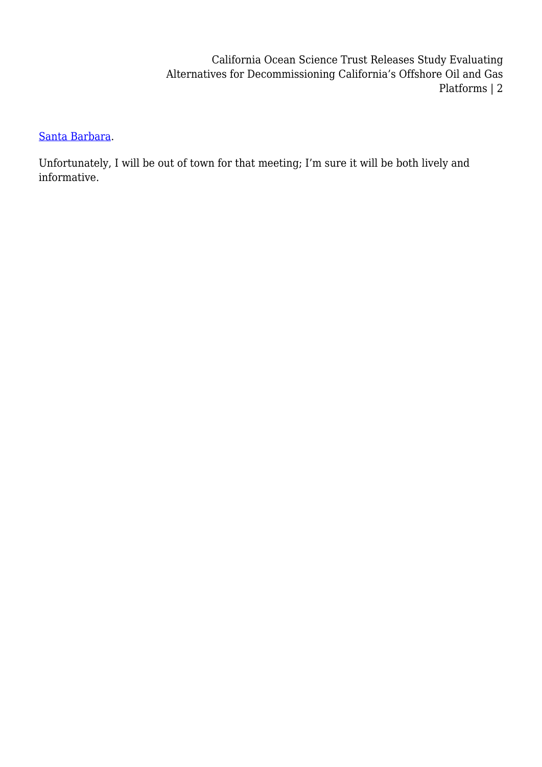Santa Barbara.

Unfortunately, I will be out of town for that meeting; I’m sure it will be both lively and informative.